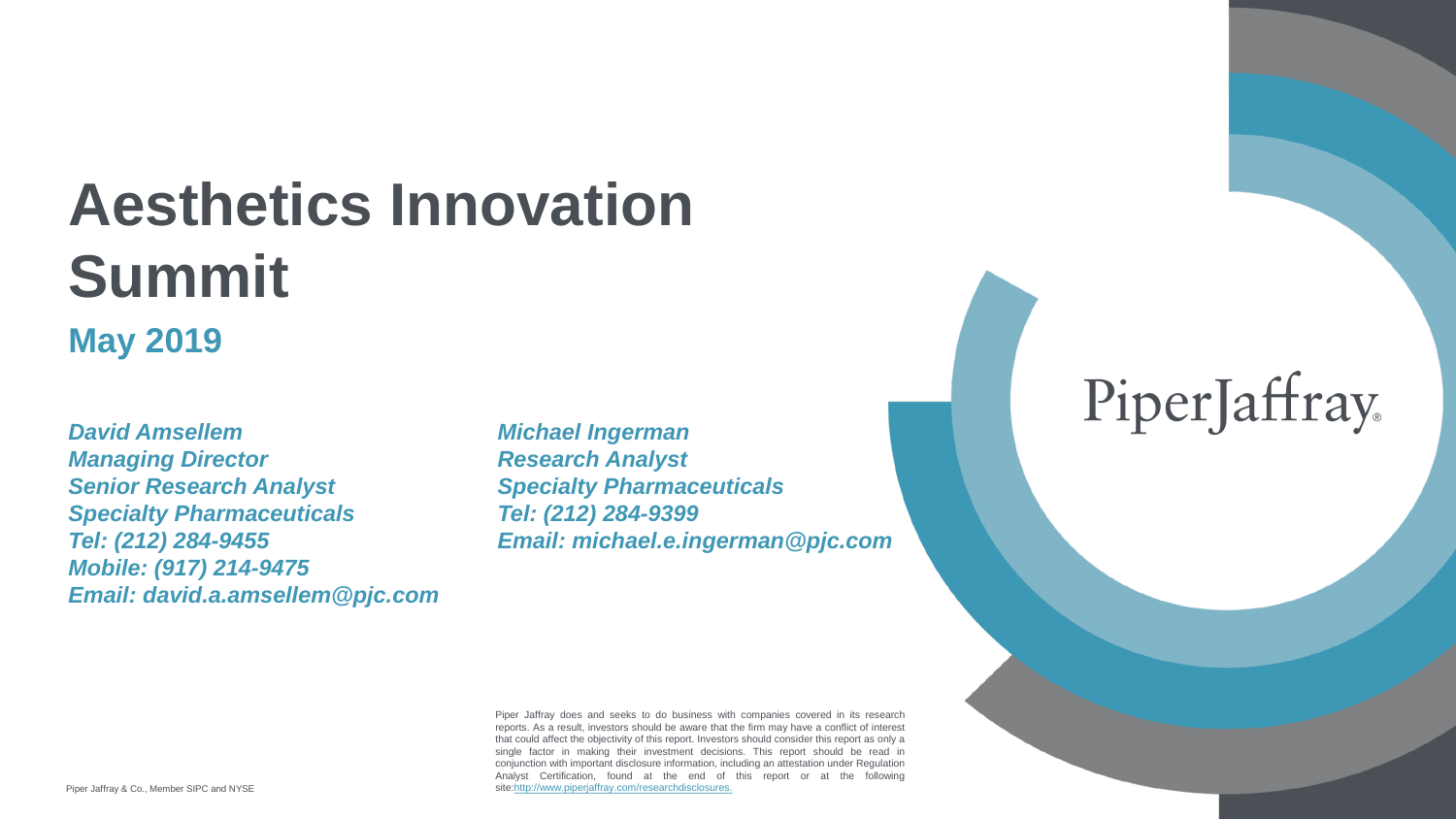# Aesthetics Innovation Summit

## May 2019

*David Amsellem*
*Managing Director*
*Senior Research Analyst*
*Specialty Pharmaceuticals*
*Tel: (212) 284-9455*
*Mobile: (917) 214-9475*
*Email: david.a.amsellem@pjc.com*

*Michael Ingerman*
*Research Analyst*
*Specialty Pharmaceuticals*
*Tel: (212) 284-9399*
*Email: michael.e.ingerman@pjc.com*

PiperJaffray

Piper Jaffray does and seeks to do business with companies covered in its research reports. As a result, investors should be aware that the firm may have a conflict of interest that could affect the objectivity of this report. Investors should consider this report as only a single factor in making their investment decisions. This report should be read in conjunction with important disclosure information, including an attestation under Regulation Analyst Certification, found at the end of this report or at the following site:http://www.piperjaffray.com/researchdisclosures.

Piper Jaffray & Co., Member SIPC and NYSE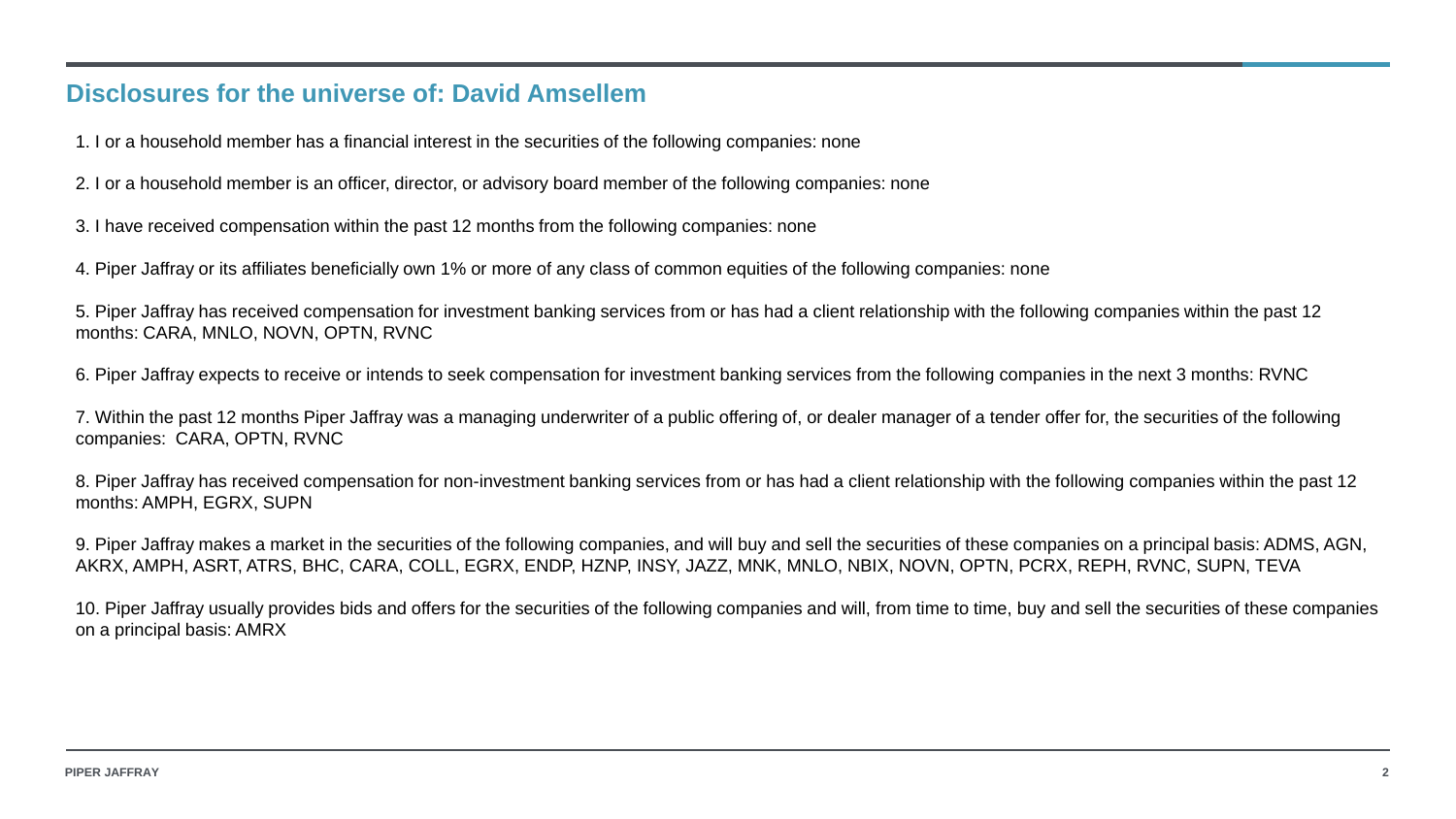## Disclosures for the universe of: David Amsellem

1. I or a household member has a financial interest in the securities of the following companies: none

2. I or a household member is an officer, director, or advisory board member of the following companies: none

3. I have received compensation within the past 12 months from the following companies: none

4. Piper Jaffray or its affiliates beneficially own 1% or more of any class of common equities of the following companies: none

5. Piper Jaffray has received compensation for investment banking services from or has had a client relationship with the following companies within the past 12 months: CARA, MNLO, NOVN, OPTN, RVNC

6. Piper Jaffray expects to receive or intends to seek compensation for investment banking services from the following companies in the next 3 months: RVNC

7. Within the past 12 months Piper Jaffray was a managing underwriter of a public offering of, or dealer manager of a tender offer for, the securities of the following companies: CARA, OPTN, RVNC

8. Piper Jaffray has received compensation for non-investment banking services from or has had a client relationship with the following companies within the past 12 months: AMPH, EGRX, SUPN

9. Piper Jaffray makes a market in the securities of the following companies, and will buy and sell the securities of these companies on a principal basis: ADMS, AGN, AKRX, AMPH, ASRT, ATRS, BHC, CARA, COLL, EGRX, ENDP, HZNP, INSY, JAZZ, MNK, MNLO, NBIX, NOVN, OPTN, PCRX, REPH, RVNC, SUPN, TEVA

10. Piper Jaffray usually provides bids and offers for the securities of the following companies and will, from time to time, buy and sell the securities of these companies on a principal basis: AMRX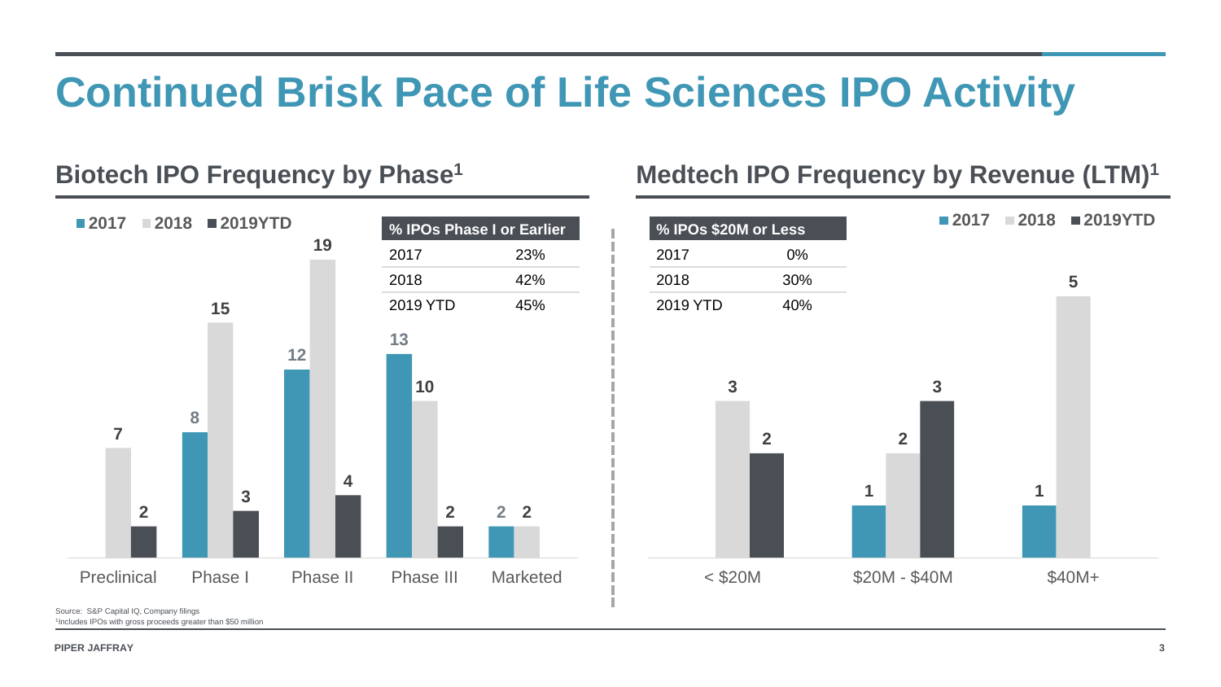# Continued Brisk Pace of Life Sciences IPO Activity

## Biotech IPO Frequency by Phase[1]

| | 2017 | 2018 | 2019YTD |
|---|---|---|---|
| Preclinical | | 7 | 2 |
| Phase I | 8 | 15 | 3 |
| Phase II | 12 | 19 | 4 |
| Phase III | 13 | 10 | 2 |
| Marketed | 2 | 2 | |

| % IPOs Phase I or Earlier | |
|---|---|
| 2017 | 23% |
| 2018 | 42% |
| 2019 YTD | 45% |

## Medtech IPO Frequency by Revenue (LTM)[1]

| | 2017 | 2018 | 2019YTD |
|---|---|---|---|
| < $20M | | 3 | 2 |
| $20M - $40M | 1 | 2 | 3 |
| $40M+ | 1 | 5 | |

| % IPOs $20M or Less | |
|---|---|
| 2017 | 0% |
| 2018 | 30% |
| 2019 YTD | 40% |

Source: S&P Capital IQ, Company filings
[1]Includes IPOs with gross proceeds greater than $50 million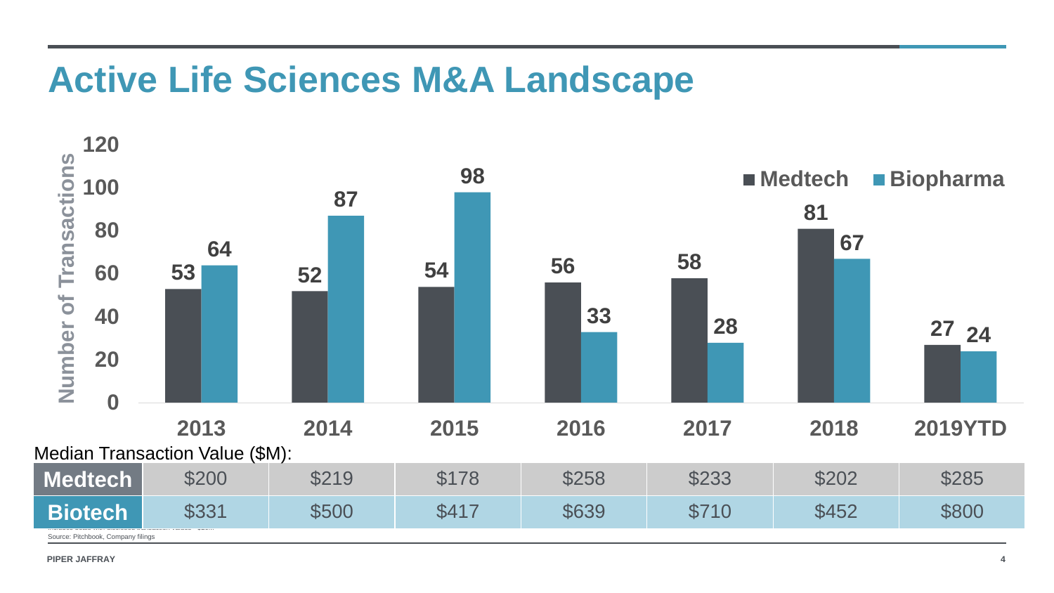# Active Life Sciences M&A Landscape

Number of Transactions

| | 2013 | 2014 | 2015 | 2016 | 2017 | 2018 | 2019YTD |
|---|---|---|---|---|---|---|---|
| Medtech | 53 | 52 | 54 | 56 | 58 | 81 | 27 |
| Biopharma | 64 | 87 | 98 | 33 | 28 | 67 | 24 |

Median Transaction Value ($M):

| | 2013 | 2014 | 2015 | 2016 | 2017 | 2018 | 2019YTD |
|---|---|---|---|---|---|---|---|
| **Medtech** | $200 | $219 | $178 | $258 | $233 | $202 | $285 |
| **Biotech** | $331 | $500 | $417 | $639 | $710 | $452 | $800 |

Source: Pitchbook, Company filings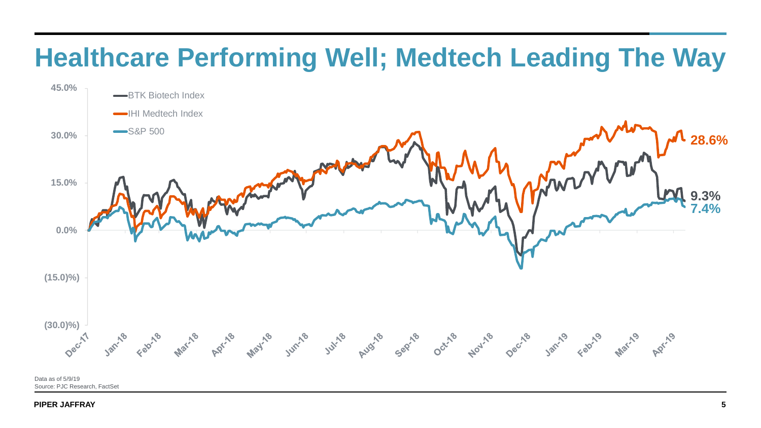# Healthcare Performing Well; Medtech Leading The Way

- BTK Biotech Index
- IHI Medtech Index
- S&P 500

45.0%
30.0%
15.0%
0.0%
(15.0)%)
(30.0)%)

Dec-17, Jan-18, Feb-18, Mar-18, Apr-18, May-18, Jun-18, Jul-18, Aug-18, Sep-18, Oct-18, Nov-18, Dec-18, Jan-19, Feb-19, Mar-19, Apr-19

28.6%
9.3%
7.4%

Data as of 5/9/19
Source: PJC Research, FactSet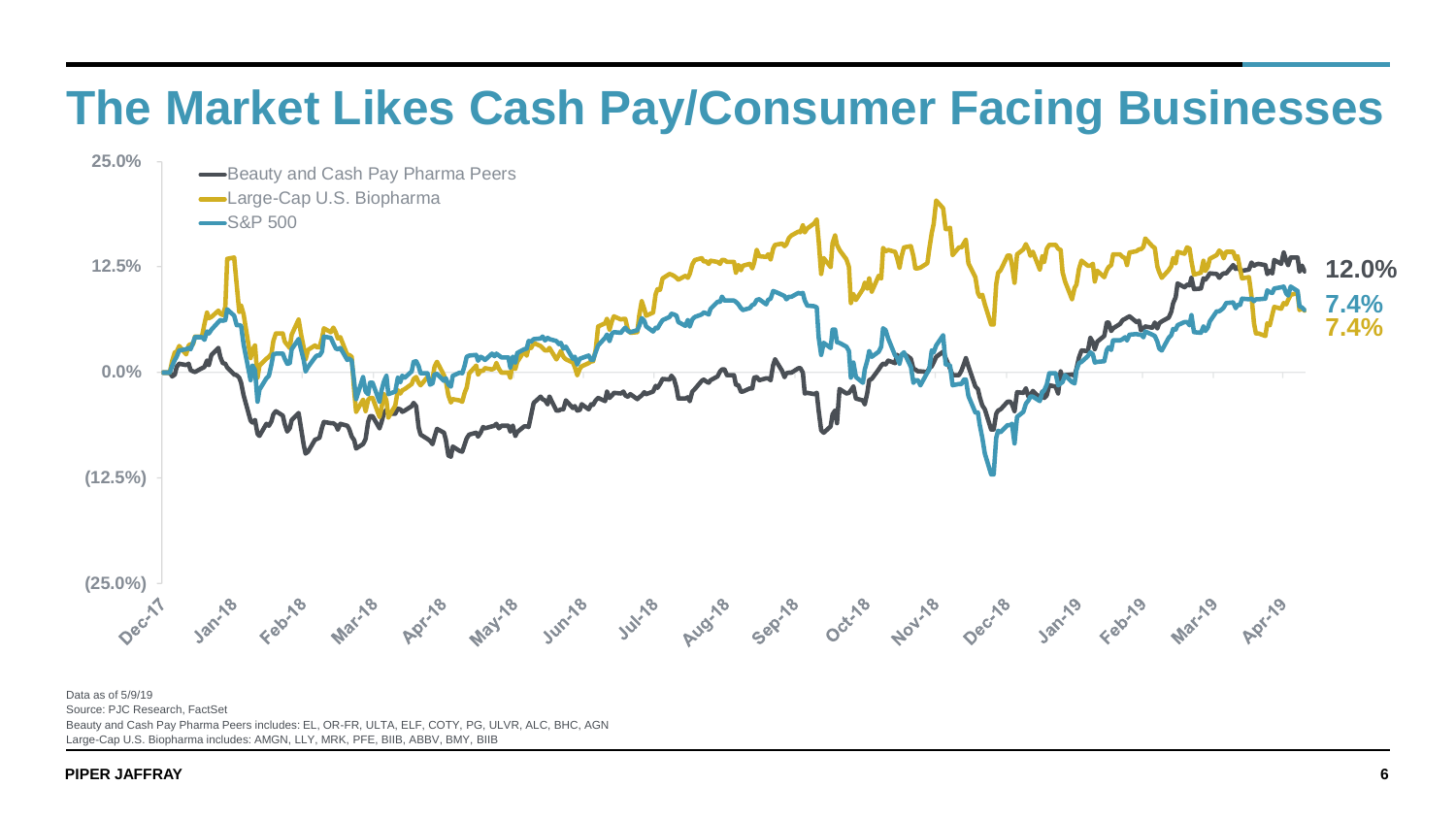# The Market Likes Cash Pay/Consumer Facing Businesses

Beauty and Cash Pay Pharma Peers: 12.0%
Large-Cap U.S. Biopharma: 7.4%
S&P 500: 7.4%

Data as of 5/9/19
Source: PJC Research, FactSet
Beauty and Cash Pay Pharma Peers includes: EL, OR-FR, ULTA, ELF, COTY, PG, ULVR, ALC, BHC, AGN
Large-Cap U.S. Biopharma includes: AMGN, LLY, MRK, PFE, BIIB, ABBV, BMY, BIIB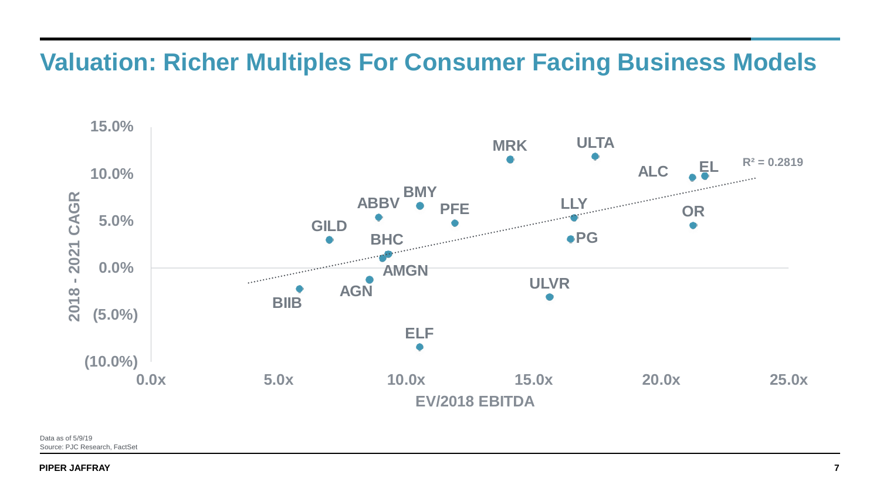# Valuation: Richer Multiples For Consumer Facing Business Models

| Company | EV/2018 EBITDA | 2018 - 2021 CAGR |
| --- | --- | --- |
| BIIB | ~5.8x | ~(2.2%) |
| GILD | ~7.0x | ~3.0% |
| AGN | ~8.6x | ~(1.2%) |
| ABBV | ~8.9x | ~5.4% |
| AMGN | ~9.1x | ~1.1% |
| BHC | ~9.3x | ~1.5% |
| BMY | ~10.5x | ~6.6% |
| ELF | ~10.5x | ~(8.4%) |
| PFE | ~11.9x | ~4.8% |
| MRK | ~14.1x | ~11.6% |
| ULVR | ~15.6x | ~(3.1%) |
| PG | ~16.5x | ~3.1% |
| LLY | ~16.6x | ~5.4% |
| ULTA | ~17.4x | ~11.9% |
| ALC | ~21.2x | ~9.6% |
| OR | ~21.3x | ~4.5% |
| EL | ~21.7x | ~9.8% |

$R^2 = 0.2819$

Data as of 5/9/19
Source: PJC Research, FactSet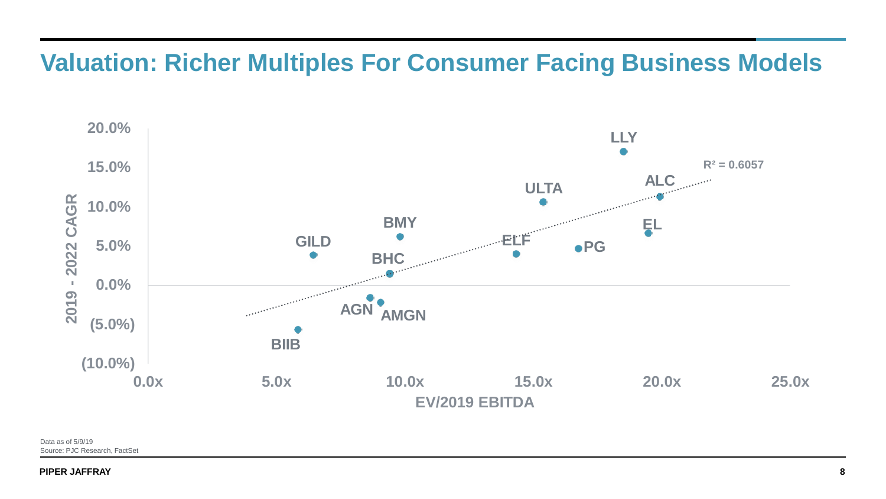# Valuation: Richer Multiples For Consumer Facing Business Models

2019 - 2022 CAGR vs. EV/2019 EBITDA

$R^2 = 0.6057$

Companies plotted: LLY, ALC, ULTA, EL, BMY, GILD, ELF, PG, BHC, AGN, AMGN, BIIB

Y-axis: 2019 - 2022 CAGR — 20.0%, 15.0%, 10.0%, 5.0%, 0.0%, (5.0%), (10.0%)

X-axis: EV/2019 EBITDA — 0.0x, 5.0x, 10.0x, 15.0x, 20.0x, 25.0x

Data as of 5/9/19
Source: PJC Research, FactSet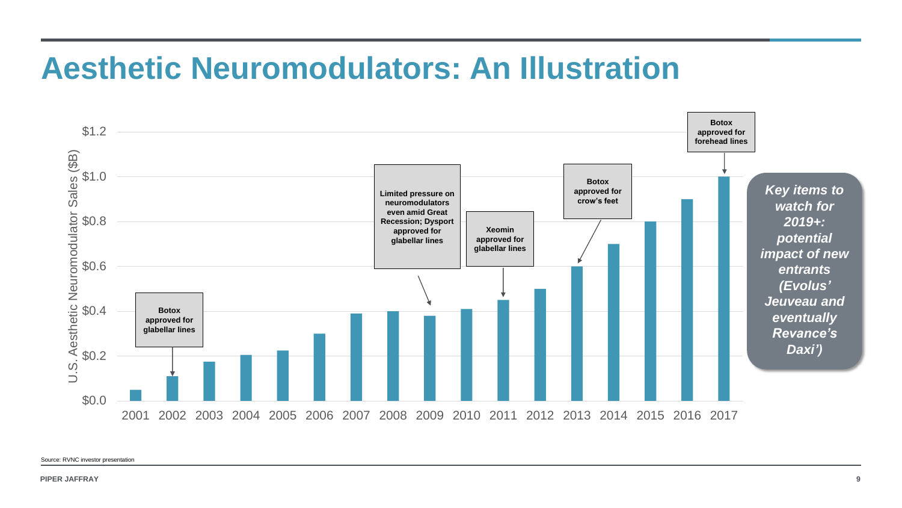# Aesthetic Neuromodulators: An Illustration

U.S. Aesthetic Neuromodulator Sales ($B)

| Year | Sales ($B) |
|---|---|
| 2001 | ~0.05 |
| 2002 | ~0.11 |
| 2003 | ~0.175 |
| 2004 | ~0.205 |
| 2005 | ~0.225 |
| 2006 | ~0.30 |
| 2007 | ~0.39 |
| 2008 | ~0.40 |
| 2009 | ~0.38 |
| 2010 | ~0.41 |
| 2011 | ~0.45 |
| 2012 | ~0.50 |
| 2013 | ~0.60 |
| 2014 | ~0.70 |
| 2015 | ~0.80 |
| 2016 | ~0.90 |
| 2017 | ~1.00 |

- 2002: **Botox approved for glabellar lines**
- 2009: **Limited pressure on neuromodulators even amid Great Recession; Dysport approved for glabellar lines**
- 2011: **Xeomin approved for glabellar lines**
- 2013: **Botox approved for crow's feet**
- 2017: **Botox approved for forehead lines**

***Key items to watch for 2019+: potential impact of new entrants (Evolus' Jeuveau and eventually Revance's Daxi')***

Source: RVNC investor presentation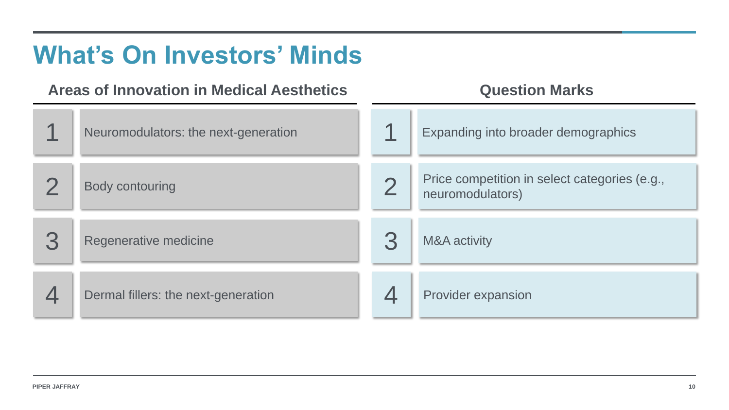# What's On Investors' Minds

## Areas of Innovation in Medical Aesthetics

1. Neuromodulators: the next-generation
2. Body contouring
3. Regenerative medicine
4. Dermal fillers: the next-generation

## Question Marks

1. Expanding into broader demographics
2. Price competition in select categories (e.g., neuromodulators)
3. M&A activity
4. Provider expansion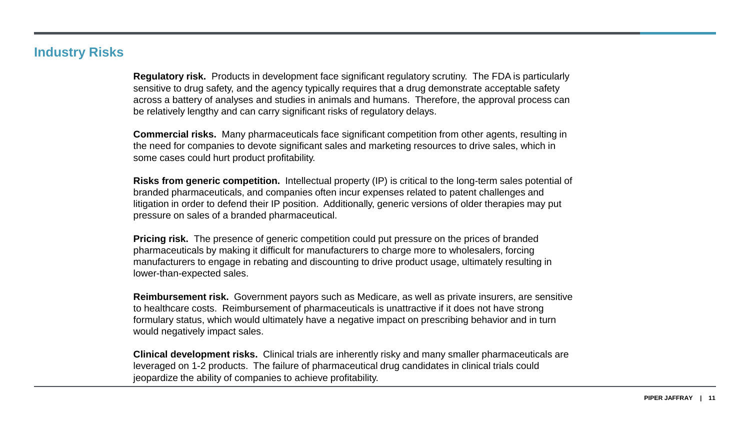## Industry Risks

**Regulatory risk.** Products in development face significant regulatory scrutiny. The FDA is particularly sensitive to drug safety, and the agency typically requires that a drug demonstrate acceptable safety across a battery of analyses and studies in animals and humans. Therefore, the approval process can be relatively lengthy and can carry significant risks of regulatory delays.

**Commercial risks.** Many pharmaceuticals face significant competition from other agents, resulting in the need for companies to devote significant sales and marketing resources to drive sales, which in some cases could hurt product profitability.

**Risks from generic competition.** Intellectual property (IP) is critical to the long-term sales potential of branded pharmaceuticals, and companies often incur expenses related to patent challenges and litigation in order to defend their IP position. Additionally, generic versions of older therapies may put pressure on sales of a branded pharmaceutical.

**Pricing risk.** The presence of generic competition could put pressure on the prices of branded pharmaceuticals by making it difficult for manufacturers to charge more to wholesalers, forcing manufacturers to engage in rebating and discounting to drive product usage, ultimately resulting in lower-than-expected sales.

**Reimbursement risk.** Government payors such as Medicare, as well as private insurers, are sensitive to healthcare costs. Reimbursement of pharmaceuticals is unattractive if it does not have strong formulary status, which would ultimately have a negative impact on prescribing behavior and in turn would negatively impact sales.

**Clinical development risks.** Clinical trials are inherently risky and many smaller pharmaceuticals are leveraged on 1-2 products. The failure of pharmaceutical drug candidates in clinical trials could jeopardize the ability of companies to achieve profitability.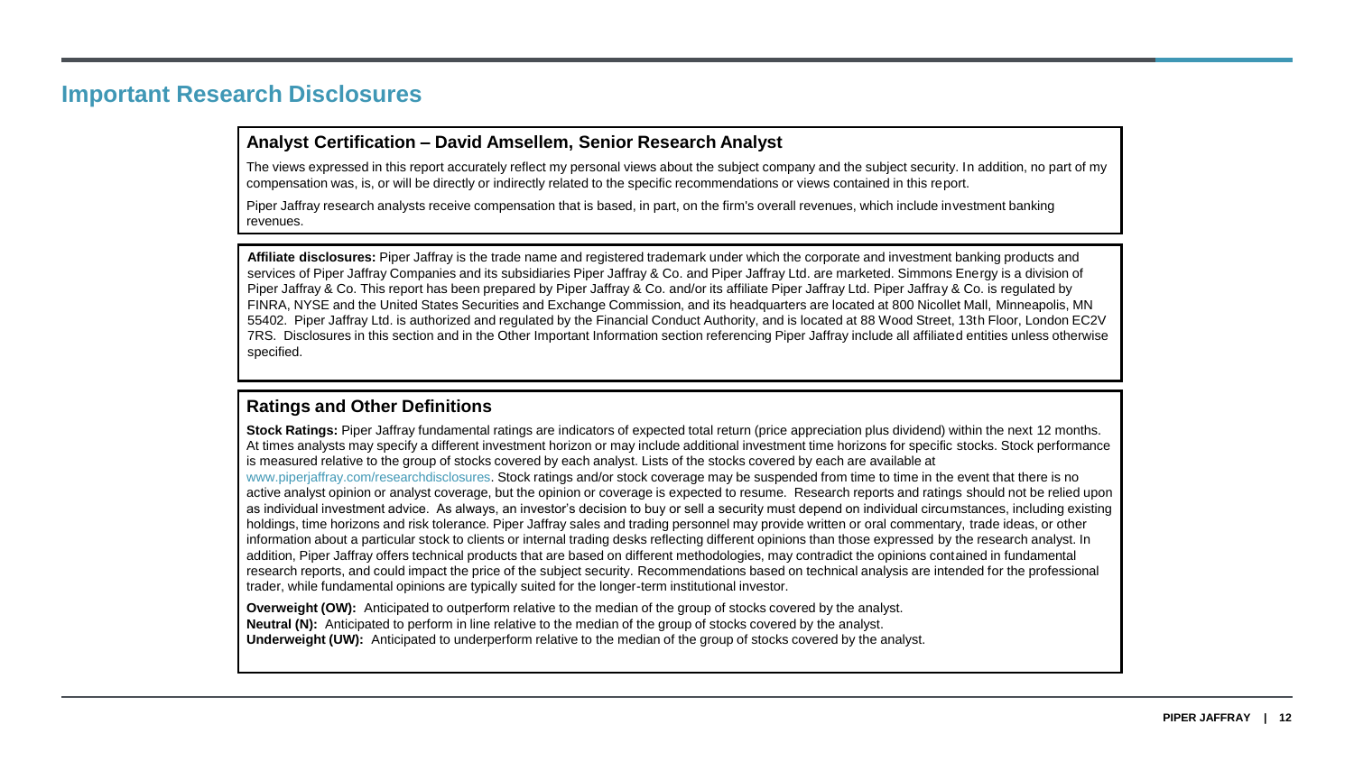# Important Research Disclosures

### Analyst Certification – David Amsellem, Senior Research Analyst

The views expressed in this report accurately reflect my personal views about the subject company and the subject security. In addition, no part of my compensation was, is, or will be directly or indirectly related to the specific recommendations or views contained in this report.

Piper Jaffray research analysts receive compensation that is based, in part, on the firm's overall revenues, which include investment banking revenues.

**Affiliate disclosures:** Piper Jaffray is the trade name and registered trademark under which the corporate and investment banking products and services of Piper Jaffray Companies and its subsidiaries Piper Jaffray & Co. and Piper Jaffray Ltd. are marketed. Simmons Energy is a division of Piper Jaffray & Co. This report has been prepared by Piper Jaffray & Co. and/or its affiliate Piper Jaffray Ltd. Piper Jaffray & Co. is regulated by FINRA, NYSE and the United States Securities and Exchange Commission, and its headquarters are located at 800 Nicollet Mall, Minneapolis, MN 55402. Piper Jaffray Ltd. is authorized and regulated by the Financial Conduct Authority, and is located at 88 Wood Street, 13th Floor, London EC2V 7RS. Disclosures in this section and in the Other Important Information section referencing Piper Jaffray include all affiliated entities unless otherwise specified.

### Ratings and Other Definitions

**Stock Ratings:** Piper Jaffray fundamental ratings are indicators of expected total return (price appreciation plus dividend) within the next 12 months. At times analysts may specify a different investment horizon or may include additional investment time horizons for specific stocks. Stock performance is measured relative to the group of stocks covered by each analyst. Lists of the stocks covered by each are available at www.piperjaffray.com/researchdisclosures. Stock ratings and/or stock coverage may be suspended from time to time in the event that there is no active analyst opinion or analyst coverage, but the opinion or coverage is expected to resume. Research reports and ratings should not be relied upon as individual investment advice. As always, an investor's decision to buy or sell a security must depend on individual circumstances, including existing holdings, time horizons and risk tolerance. Piper Jaffray sales and trading personnel may provide written or oral commentary, trade ideas, or other information about a particular stock to clients or internal trading desks reflecting different opinions than those expressed by the research analyst. In addition, Piper Jaffray offers technical products that are based on different methodologies, may contradict the opinions contained in fundamental research reports, and could impact the price of the subject security. Recommendations based on technical analysis are intended for the professional trader, while fundamental opinions are typically suited for the longer-term institutional investor.

**Overweight (OW):** Anticipated to outperform relative to the median of the group of stocks covered by the analyst.
**Neutral (N):** Anticipated to perform in line relative to the median of the group of stocks covered by the analyst.
**Underweight (UW):** Anticipated to underperform relative to the median of the group of stocks covered by the analyst.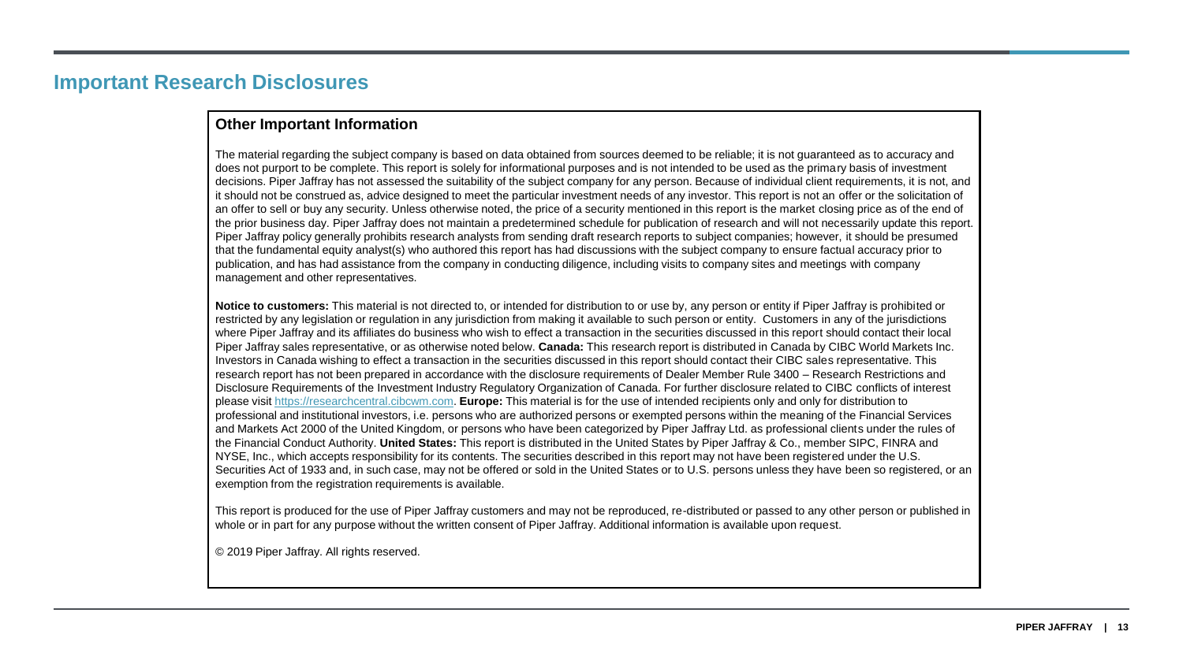# Important Research Disclosures

## Other Important Information

The material regarding the subject company is based on data obtained from sources deemed to be reliable; it is not guaranteed as to accuracy and does not purport to be complete. This report is solely for informational purposes and is not intended to be used as the primary basis of investment decisions. Piper Jaffray has not assessed the suitability of the subject company for any person. Because of individual client requirements, it is not, and it should not be construed as, advice designed to meet the particular investment needs of any investor. This report is not an offer or the solicitation of an offer to sell or buy any security. Unless otherwise noted, the price of a security mentioned in this report is the market closing price as of the end of the prior business day. Piper Jaffray does not maintain a predetermined schedule for publication of research and will not necessarily update this report. Piper Jaffray policy generally prohibits research analysts from sending draft research reports to subject companies; however, it should be presumed that the fundamental equity analyst(s) who authored this report has had discussions with the subject company to ensure factual accuracy prior to publication, and has had assistance from the company in conducting diligence, including visits to company sites and meetings with company management and other representatives.

**Notice to customers:** This material is not directed to, or intended for distribution to or use by, any person or entity if Piper Jaffray is prohibited or restricted by any legislation or regulation in any jurisdiction from making it available to such person or entity. Customers in any of the jurisdictions where Piper Jaffray and its affiliates do business who wish to effect a transaction in the securities discussed in this report should contact their local Piper Jaffray sales representative, or as otherwise noted below. **Canada:** This research report is distributed in Canada by CIBC World Markets Inc. Investors in Canada wishing to effect a transaction in the securities discussed in this report should contact their CIBC sales representative. This research report has not been prepared in accordance with the disclosure requirements of Dealer Member Rule 3400 – Research Restrictions and Disclosure Requirements of the Investment Industry Regulatory Organization of Canada. For further disclosure related to CIBC conflicts of interest please visit https://researchcentral.cibcwm.com. **Europe:** This material is for the use of intended recipients only and only for distribution to professional and institutional investors, i.e. persons who are authorized persons or exempted persons within the meaning of the Financial Services and Markets Act 2000 of the United Kingdom, or persons who have been categorized by Piper Jaffray Ltd. as professional clients under the rules of the Financial Conduct Authority. **United States:** This report is distributed in the United States by Piper Jaffray & Co., member SIPC, FINRA and NYSE, Inc., which accepts responsibility for its contents. The securities described in this report may not have been registered under the U.S. Securities Act of 1933 and, in such case, may not be offered or sold in the United States or to U.S. persons unless they have been so registered, or an exemption from the registration requirements is available.

This report is produced for the use of Piper Jaffray customers and may not be reproduced, re-distributed or passed to any other person or published in whole or in part for any purpose without the written consent of Piper Jaffray. Additional information is available upon request.

© 2019 Piper Jaffray. All rights reserved.